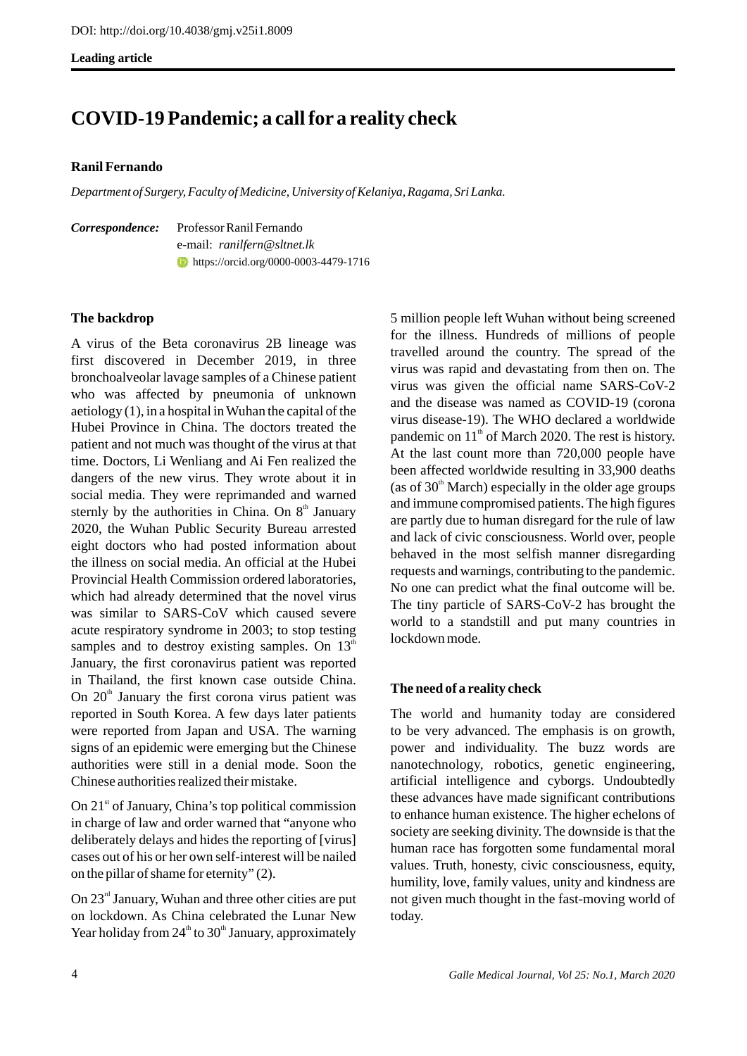DOI: http://doi.org/10.4038/gmj.v25i1.8009

**Leading article**

# COVID-19 Pandemic; a call for a reality check

**Ranil Fernando**

*Department of Surgery, Faculty of Medicine, University of Kelaniya, Ragama, Sri Lanka.*

***Correspondence:*** Professor Ranil Fernando
e-mail: *ranilfern@sltnet.lk*
https://orcid.org/0000-0003-4479-1716

## The backdrop

A virus of the Beta coronavirus 2B lineage was first discovered in December 2019, in three bronchoalveolar lavage samples of a Chinese patient who was affected by pneumonia of unknown aetiology (1), in a hospital in Wuhan the capital of the Hubei Province in China. The doctors treated the patient and not much was thought of the virus at that time. Doctors, Li Wenliang and Ai Fen realized the dangers of the new virus. They wrote about it in social media. They were reprimanded and warned sternly by the authorities in China. On 8th January 2020, the Wuhan Public Security Bureau arrested eight doctors who had posted information about the illness on social media. An official at the Hubei Provincial Health Commission ordered laboratories, which had already determined that the novel virus was similar to SARS-CoV which caused severe acute respiratory syndrome in 2003; to stop testing samples and to destroy existing samples. On 13th January, the first coronavirus patient was reported in Thailand, the first known case outside China. On 20th January the first corona virus patient was reported in South Korea. A few days later patients were reported from Japan and USA. The warning signs of an epidemic were emerging but the Chinese authorities were still in a denial mode. Soon the Chinese authorities realized their mistake.

On 21st of January, China's top political commission in charge of law and order warned that "anyone who deliberately delays and hides the reporting of [virus] cases out of his or her own self-interest will be nailed on the pillar of shame for eternity" (2).

On 23rd January, Wuhan and three other cities are put on lockdown. As China celebrated the Lunar New Year holiday from 24th to 30th January, approximately 5 million people left Wuhan without being screened for the illness. Hundreds of millions of people travelled around the country. The spread of the virus was rapid and devastating from then on. The virus was given the official name SARS-CoV-2 and the disease was named as COVID-19 (corona virus disease-19). The WHO declared a worldwide pandemic on 11th of March 2020. The rest is history. At the last count more than 720,000 people have been affected worldwide resulting in 33,900 deaths (as of 30th March) especially in the older age groups and immune compromised patients. The high figures are partly due to human disregard for the rule of law and lack of civic consciousness. World over, people behaved in the most selfish manner disregarding requests and warnings, contributing to the pandemic. No one can predict what the final outcome will be. The tiny particle of SARS-CoV-2 has brought the world to a standstill and put many countries in lockdown mode.

## The need of a reality check

The world and humanity today are considered to be very advanced. The emphasis is on growth, power and individuality. The buzz words are nanotechnology, robotics, genetic engineering, artificial intelligence and cyborgs. Undoubtedly these advances have made significant contributions to enhance human existence. The higher echelons of society are seeking divinity. The downside is that the human race has forgotten some fundamental moral values. Truth, honesty, civic consciousness, equity, humility, love, family values, unity and kindness are not given much thought in the fast-moving world of today.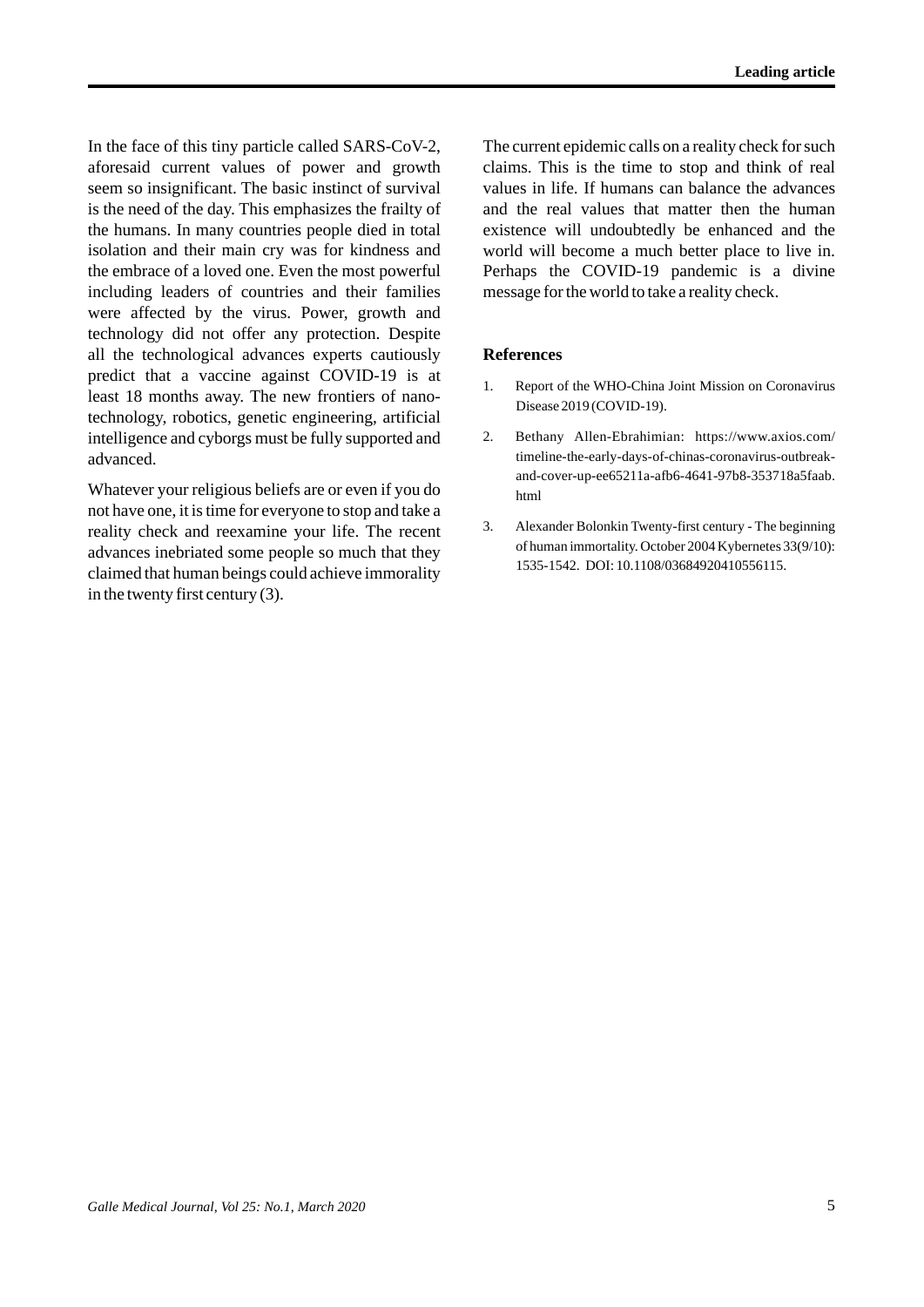In the face of this tiny particle called SARS-CoV-2, aforesaid current values of power and growth seem so insignificant. The basic instinct of survival is the need of the day. This emphasizes the frailty of the humans. In many countries people died in total isolation and their main cry was for kindness and the embrace of a loved one. Even the most powerful including leaders of countries and their families were affected by the virus. Power, growth and technology did not offer any protection. Despite all the technological advances experts cautiously predict that a vaccine against COVID-19 is at least 18 months away. The new frontiers of nano-technology, robotics, genetic engineering, artificial intelligence and cyborgs must be fully supported and advanced.

Whatever your religious beliefs are or even if you do not have one, it is time for everyone to stop and take a reality check and reexamine your life. The recent advances inebriated some people so much that they claimed that human beings could achieve immorality in the twenty first century (3).

The current epidemic calls on a reality check for such claims. This is the time to stop and think of real values in life. If humans can balance the advances and the real values that matter then the human existence will undoubtedly be enhanced and the world will become a much better place to live in. Perhaps the COVID-19 pandemic is a divine message for the world to take a reality check.

## References

1. Report of the WHO-China Joint Mission on Coronavirus Disease 2019 (COVID-19).
2. Bethany Allen-Ebrahimian: https://www.axios.com/timeline-the-early-days-of-chinas-coronavirus-outbreak-and-cover-up-ee65211a-afb6-4641-97b8-353718a5faab.html
3. Alexander Bolonkin Twenty-first century - The beginning of human immortality. October 2004 Kybernetes 33(9/10): 1535-1542. DOI: 10.1108/03684920410556115.